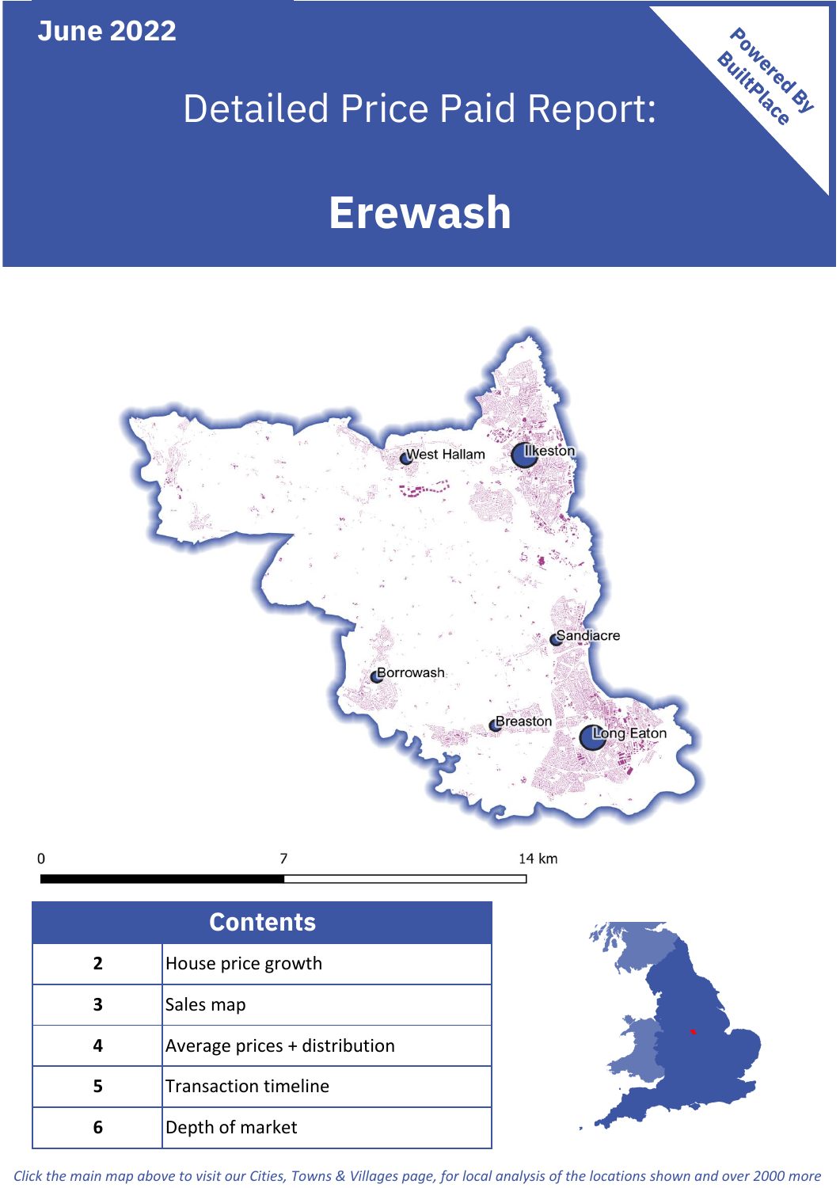June 2022

# Detailed Price Paid Report:

# Erewash

Powered By BuiltPlace

West Hallam, Ilkeston, Sandiacre, Borrowash, Breaston, Long Eaton

0 7 14 km

| Contents | |
|---|---|
| 2 | House price growth |
| 3 | Sales map |
| 4 | Average prices + distribution |
| 5 | Transaction timeline |
| 6 | Depth of market |

*Click the main map above to visit our Cities, Towns & Villages page, for local analysis of the locations shown and over 2000 more*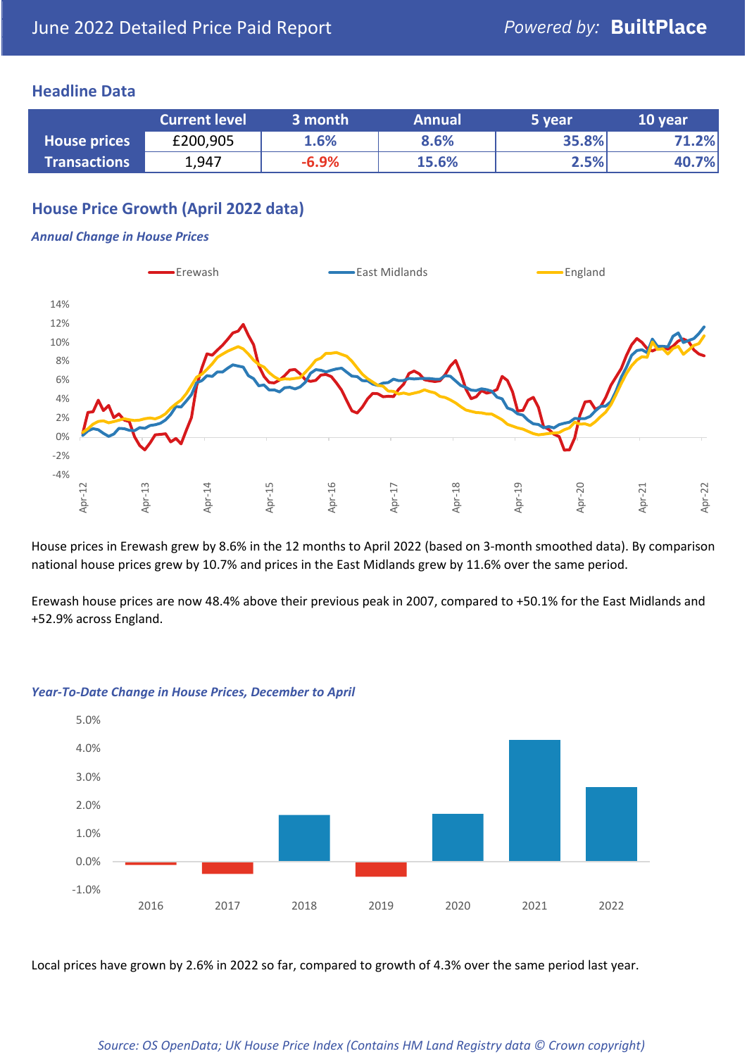# June 2022 Detailed Price Paid Report

Powered by: **BuiltPlace**

## Headline Data

| | Current level | 3 month | Annual | 5 year | 10 year |
|---|---|---|---|---|---|
| **House prices** | £200,905 | 1.6% | 8.6% | 35.8% | 71.2% |
| **Transactions** | 1,947 | -6.9% | 15.6% | 2.5% | 40.7% |

## House Price Growth (April 2022 data)

### *Annual Change in House Prices*

House prices in Erewash grew by 8.6% in the 12 months to April 2022 (based on 3-month smoothed data). By comparison national house prices grew by 10.7% and prices in the East Midlands grew by 11.6% over the same period.

Erewash house prices are now 48.4% above their previous peak in 2007, compared to +50.1% for the East Midlands and +52.9% across England.

### *Year-To-Date Change in House Prices, December to April*

Local prices have grown by 2.6% in 2022 so far, compared to growth of 4.3% over the same period last year.

*Source: OS OpenData; UK House Price Index (Contains HM Land Registry data © Crown copyright)*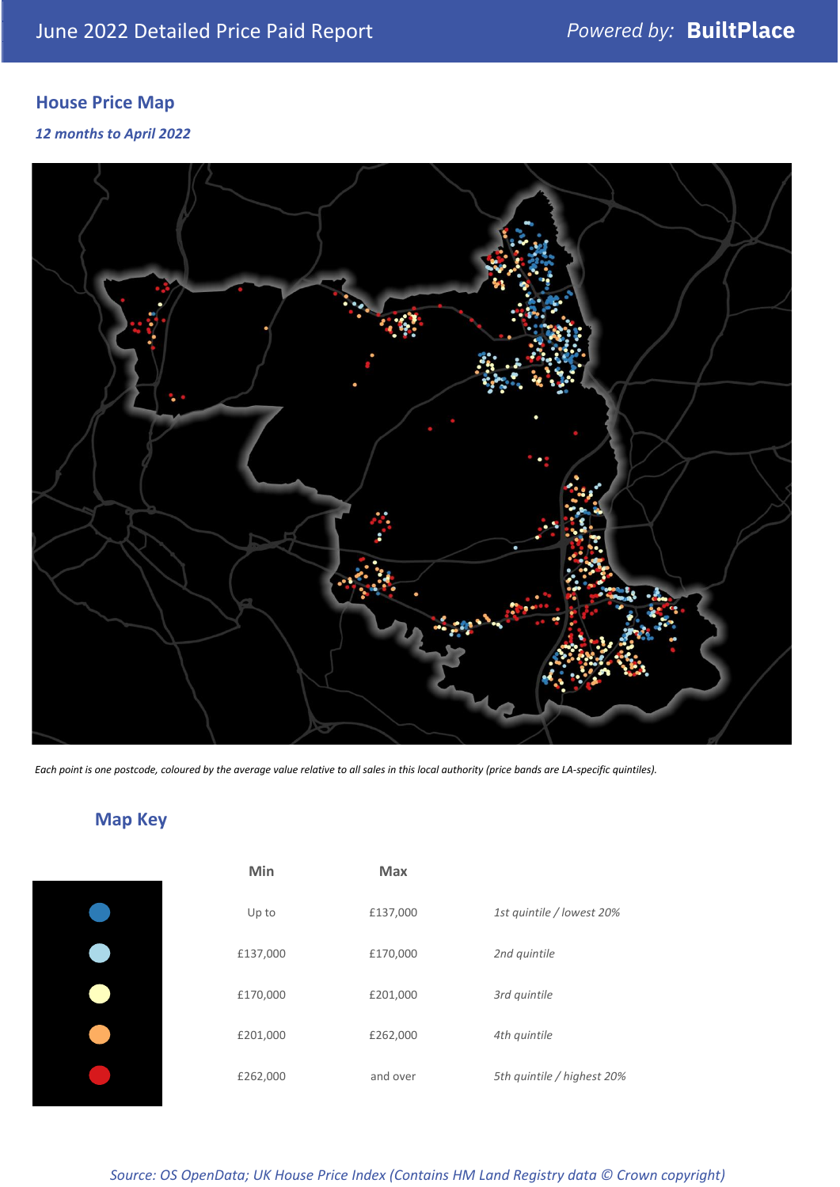June 2022 Detailed Price Paid Report

Powered by: **BuiltPlace**

## House Price Map

*12 months to April 2022*

*Each point is one postcode, coloured by the average value relative to all sales in this local authority (price bands are LA-specific quintiles).*

## Map Key

| | Min | Max | |
|---|---|---|---|
| Dark blue | Up to | £137,000 | *1st quintile / lowest 20%* |
| Light blue | £137,000 | £170,000 | *2nd quintile* |
| Pale yellow | £170,000 | £201,000 | *3rd quintile* |
| Orange | £201,000 | £262,000 | *4th quintile* |
| Red | £262,000 | and over | *5th quintile / highest 20%* |

*Source: OS OpenData; UK House Price Index (Contains HM Land Registry data © Crown copyright)*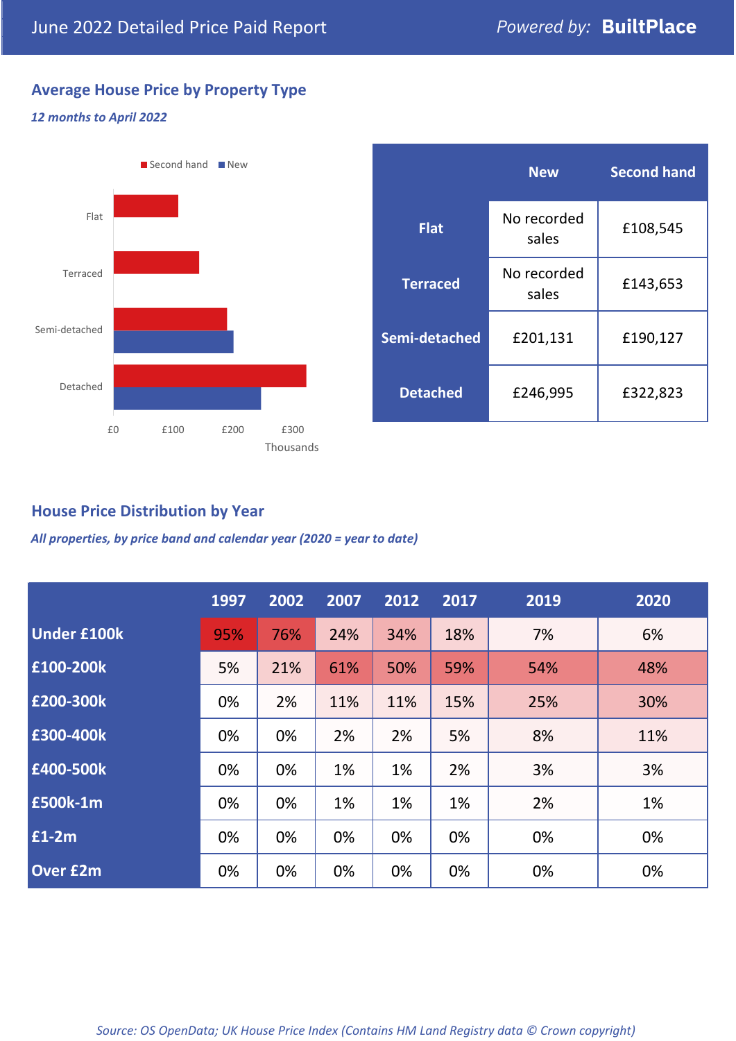June 2022 Detailed Price Paid Report

*Powered by:* **BuiltPlace**

## Average House Price by Property Type

***12 months to April 2022***

|  | New | Second hand |
|---|---|---|
| **Flat** | No recorded sales | £108,545 |
| **Terraced** | No recorded sales | £143,653 |
| **Semi-detached** | £201,131 | £190,127 |
| **Detached** | £246,995 | £322,823 |

## House Price Distribution by Year

***All properties, by price band and calendar year (2020 = year to date)***

|  | 1997 | 2002 | 2007 | 2012 | 2017 | 2019 | 2020 |
|---|---|---|---|---|---|---|---|
| **Under £100k** | 95% | 76% | 24% | 34% | 18% | 7% | 6% |
| **£100-200k** | 5% | 21% | 61% | 50% | 59% | 54% | 48% |
| **£200-300k** | 0% | 2% | 11% | 11% | 15% | 25% | 30% |
| **£300-400k** | 0% | 0% | 2% | 2% | 5% | 8% | 11% |
| **£400-500k** | 0% | 0% | 1% | 1% | 2% | 3% | 3% |
| **£500k-1m** | 0% | 0% | 1% | 1% | 1% | 2% | 1% |
| **£1-2m** | 0% | 0% | 0% | 0% | 0% | 0% | 0% |
| **Over £2m** | 0% | 0% | 0% | 0% | 0% | 0% | 0% |

*Source: OS OpenData; UK House Price Index (Contains HM Land Registry data © Crown copyright)*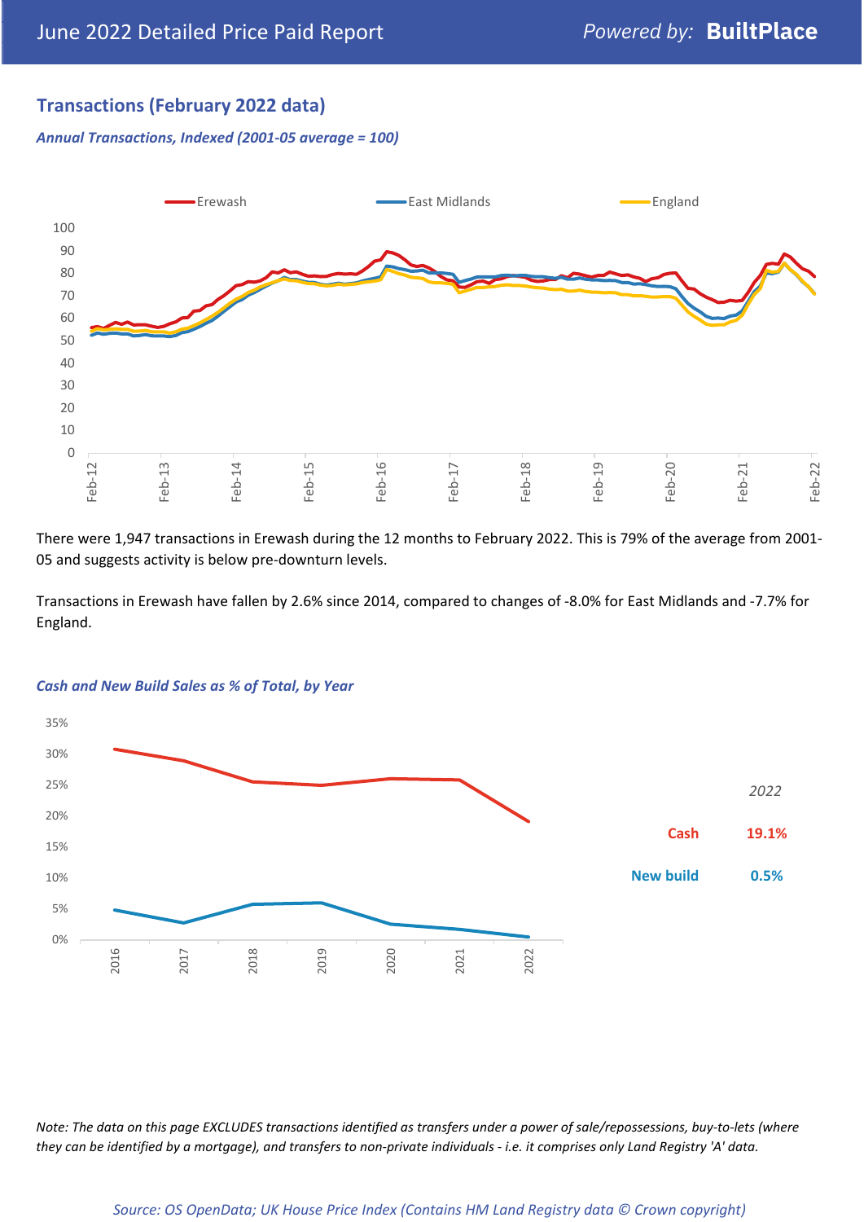## Transactions (February 2022 data)

*Annual Transactions, Indexed (2001-05 average = 100)*

There were 1,947 transactions in Erewash during the 12 months to February 2022. This is 79% of the average from 2001-05 and suggests activity is below pre-downturn levels.

Transactions in Erewash have fallen by 2.6% since 2014, compared to changes of -8.0% for East Midlands and -7.7% for England.

*Cash and New Build Sales as % of Total, by Year*

| 2022 | |
|---|---|
| Cash | 19.1% |
| New build | 0.5% |

*Note: The data on this page EXCLUDES transactions identified as transfers under a power of sale/repossessions, buy-to-lets (where they can be identified by a mortgage), and transfers to non-private individuals - i.e. it comprises only Land Registry 'A' data.*

*Source: OS OpenData; UK House Price Index (Contains HM Land Registry data © Crown copyright)*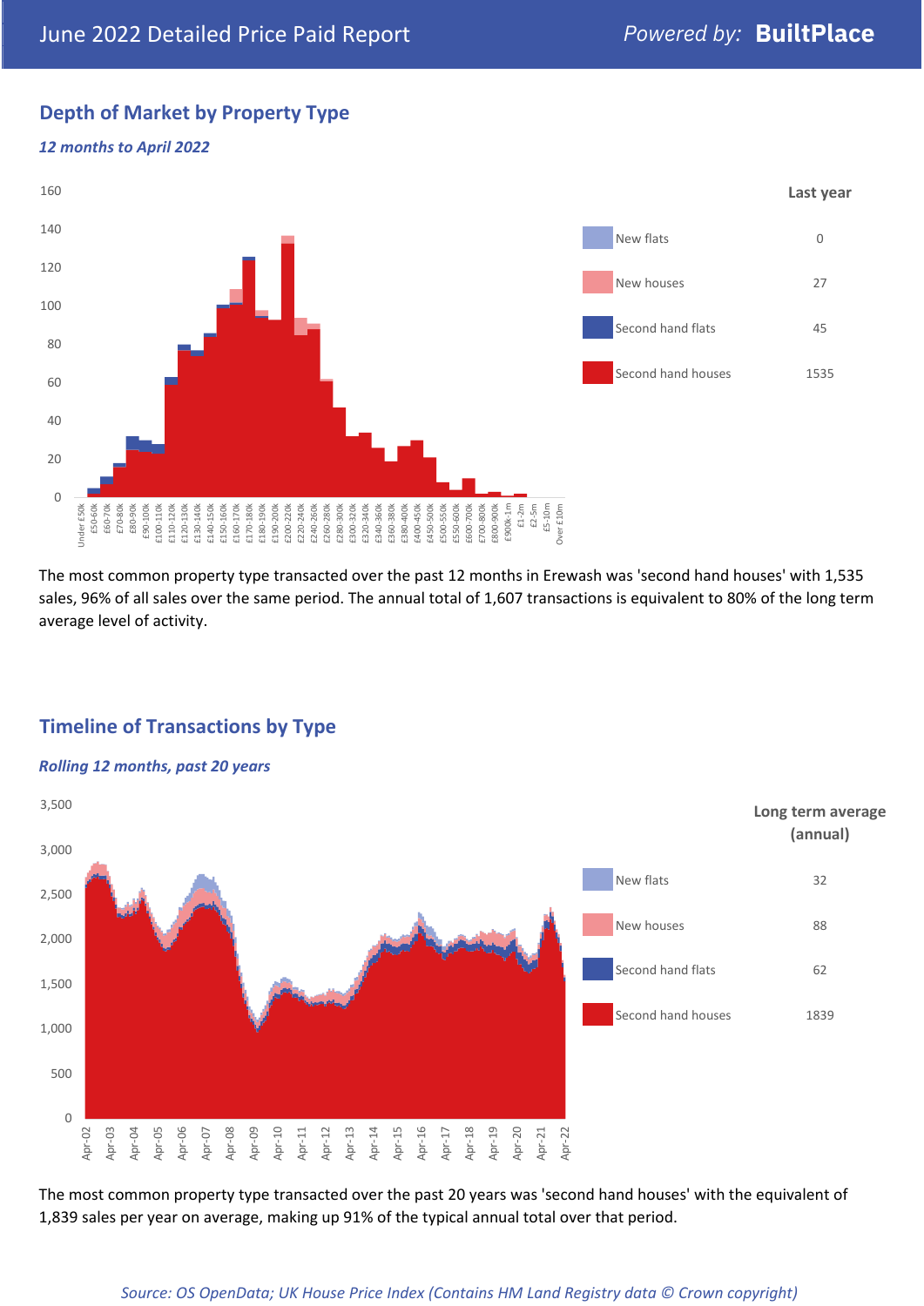June 2022 Detailed Price Paid Report

Powered by: **BuiltPlace**

## Depth of Market by Property Type

*12 months to April 2022*

160
140
120
100
80
60
40
20
0

Under £50k, £50-60k, £60-70k, £70-80k, £80-90k, £90-100k, £100-110k, £110-120k, £120-130k, £130-140k, £140-150k, £150-160k, £160-170k, £170-180k, £180-190k, £190-200k, £200-220k, £220-240k, £240-260k, £260-280k, £280-300k, £300-320k, £320-340k, £340-360k, £360-380k, £380-400k, £400-450k, £450-500k, £500-550k, £550-600k, £600-700k, £700-800k, £800-900k, £900k-1m, £1-2m, £2-5m, £5-10m, Over £10m

Last year

New flats 0
New houses 27
Second hand flats 45
Second hand houses 1535

The most common property type transacted over the past 12 months in Erewash was 'second hand houses' with 1,535 sales, 96% of all sales over the same period. The annual total of 1,607 transactions is equivalent to 80% of the long term average level of activity.

## Timeline of Transactions by Type

*Rolling 12 months, past 20 years*

3,500
3,000
2,500
2,000
1,500
1,000
500
0

Apr-02, Apr-03, Apr-04, Apr-05, Apr-06, Apr-07, Apr-08, Apr-09, Apr-10, Apr-11, Apr-12, Apr-13, Apr-14, Apr-15, Apr-16, Apr-17, Apr-18, Apr-19, Apr-20, Apr-21, Apr-22

Long term average (annual)

New flats 32
New houses 88
Second hand flats 62
Second hand houses 1839

The most common property type transacted over the past 20 years was 'second hand houses' with the equivalent of 1,839 sales per year on average, making up 91% of the typical annual total over that period.

*Source: OS OpenData; UK House Price Index (Contains HM Land Registry data © Crown copyright)*